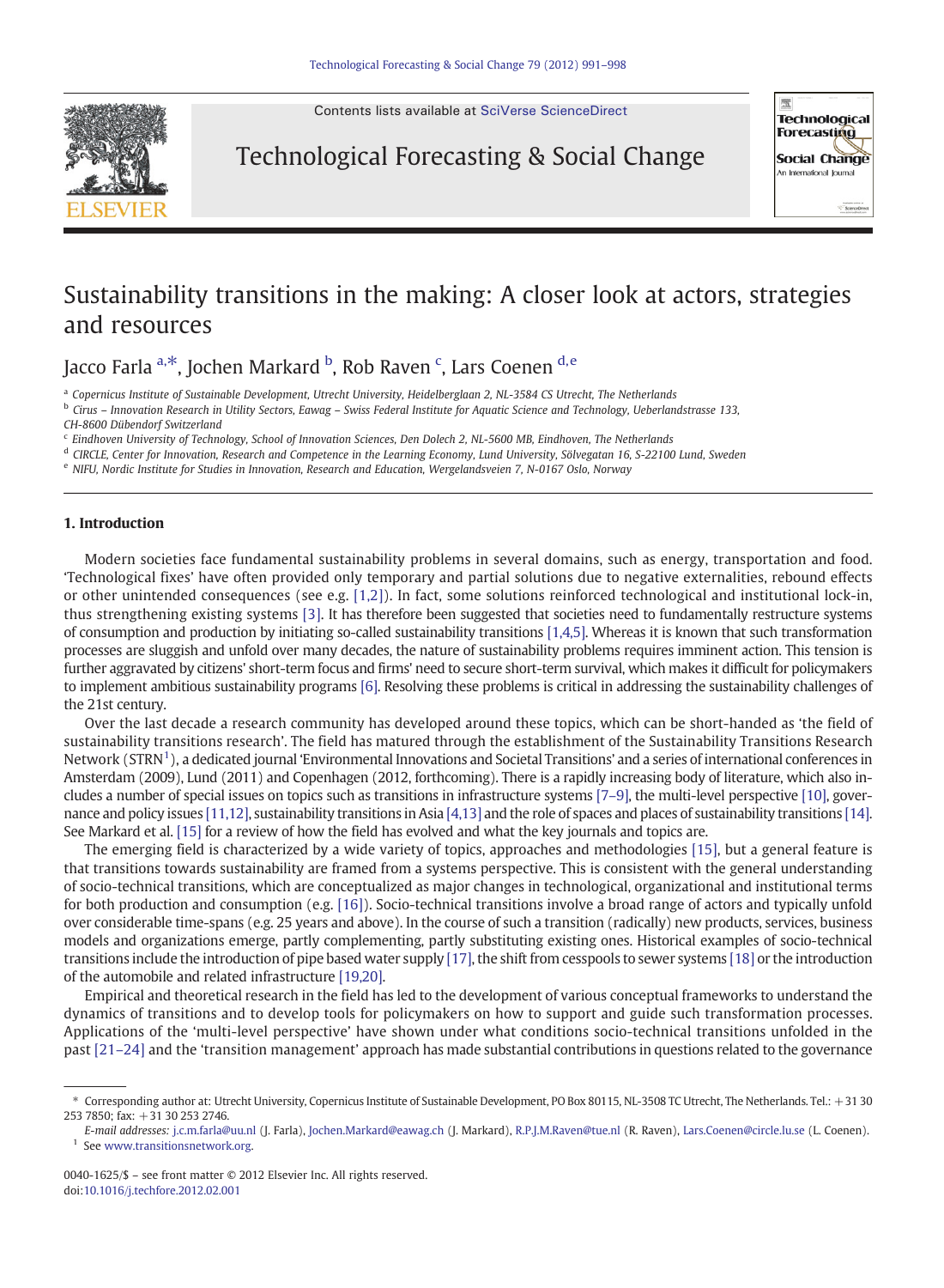# Sustainability transitions in the making: A closer look at actors, strategies and resources

Jacco Farla [a,*], Jochen Markard [b], Rob Raven [c], Lars Coenen [d,e]

[a] Copernicus Institute of Sustainable Development, Utrecht University, Heidelberglaan 2, NL-3584 CS Utrecht, The Netherlands
[b] Cirus – Innovation Research in Utility Sectors, Eawag – Swiss Federal Institute for Aquatic Science and Technology, Ueberlandstrasse 133, CH-8600 Dübendorf Switzerland
[c] Eindhoven University of Technology, School of Innovation Sciences, Den Dolech 2, NL-5600 MB, Eindhoven, The Netherlands
[d] CIRCLE, Center for Innovation, Research and Competence in the Learning Economy, Lund University, Sölvegatan 16, S-22100 Lund, Sweden
[e] NIFU, Nordic Institute for Studies in Innovation, Research and Education, Wergelandsveien 7, N-0167 Oslo, Norway

## 1. Introduction

Modern societies face fundamental sustainability problems in several domains, such as energy, transportation and food. 'Technological fixes' have often provided only temporary and partial solutions due to negative externalities, rebound effects or other unintended consequences (see e.g. [1,2]). In fact, some solutions reinforced technological and institutional lock-in, thus strengthening existing systems [3]. It has therefore been suggested that societies need to fundamentally restructure systems of consumption and production by initiating so-called sustainability transitions [1,4,5]. Whereas it is known that such transformation processes are sluggish and unfold over many decades, the nature of sustainability problems requires imminent action. This tension is further aggravated by citizens' short-term focus and firms' need to secure short-term survival, which makes it difficult for policymakers to implement ambitious sustainability programs [6]. Resolving these problems is critical in addressing the sustainability challenges of the 21st century.

Over the last decade a research community has developed around these topics, which can be short-handed as 'the field of sustainability transitions research'. The field has matured through the establishment of the Sustainability Transitions Research Network (STRN[1]), a dedicated journal 'Environmental Innovations and Societal Transitions' and a series of international conferences in Amsterdam (2009), Lund (2011) and Copenhagen (2012, forthcoming). There is a rapidly increasing body of literature, which also includes a number of special issues on topics such as transitions in infrastructure systems [7–9], the multi-level perspective [10], governance and policy issues [11,12], sustainability transitions in Asia [4,13] and the role of spaces and places of sustainability transitions [14]. See Markard et al. [15] for a review of how the field has evolved and what the key journals and topics are.

The emerging field is characterized by a wide variety of topics, approaches and methodologies [15], but a general feature is that transitions towards sustainability are framed from a systems perspective. This is consistent with the general understanding of socio-technical transitions, which are conceptualized as major changes in technological, organizational and institutional terms for both production and consumption (e.g. [16]). Socio-technical transitions involve a broad range of actors and typically unfold over considerable time-spans (e.g. 25 years and above). In the course of such a transition (radically) new products, services, business models and organizations emerge, partly complementing, partly substituting existing ones. Historical examples of socio-technical transitions include the introduction of pipe based water supply [17], the shift from cesspools to sewer systems [18] or the introduction of the automobile and related infrastructure [19,20].

Empirical and theoretical research in the field has led to the development of various conceptual frameworks to understand the dynamics of transitions and to develop tools for policymakers on how to support and guide such transformation processes. Applications of the 'multi-level perspective' have shown under what conditions socio-technical transitions unfolded in the past [21–24] and the 'transition management' approach has made substantial contributions in questions related to the governance

---

* Corresponding author at: Utrecht University, Copernicus Institute of Sustainable Development, PO Box 80115, NL-3508 TC Utrecht, The Netherlands. Tel.: +31 30 253 7850; fax: +31 30 253 2746.
*E-mail addresses:* j.c.m.farla@uu.nl (J. Farla), Jochen.Markard@eawag.ch (J. Markard), R.P.J.M.Raven@tue.nl (R. Raven), Lars.Coenen@circle.lu.se (L. Coenen).
[1] See www.transitionsnetwork.org.

0040-1625/$ – see front matter © 2012 Elsevier Inc. All rights reserved.
doi:10.1016/j.techfore.2012.02.001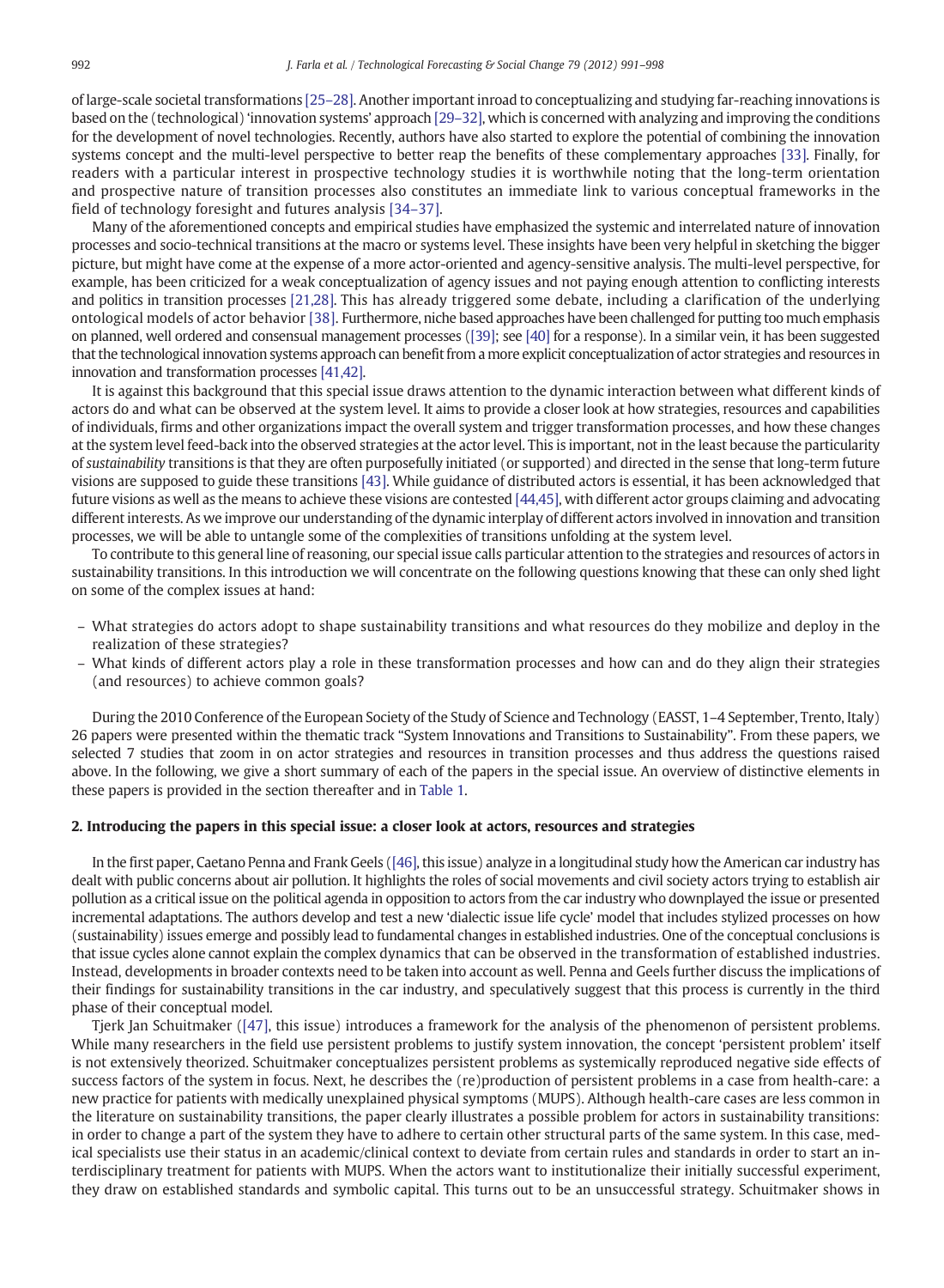of large-scale societal transformations [25–28]. Another important inroad to conceptualizing and studying far-reaching innovations is based on the (technological) 'innovation systems' approach [29–32], which is concerned with analyzing and improving the conditions for the development of novel technologies. Recently, authors have also started to explore the potential of combining the innovation systems concept and the multi-level perspective to better reap the benefits of these complementary approaches [33]. Finally, for readers with a particular interest in prospective technology studies it is worthwhile noting that the long-term orientation and prospective nature of transition processes also constitutes an immediate link to various conceptual frameworks in the field of technology foresight and futures analysis [34–37].

Many of the aforementioned concepts and empirical studies have emphasized the systemic and interrelated nature of innovation processes and socio-technical transitions at the macro or systems level. These insights have been very helpful in sketching the bigger picture, but might have come at the expense of a more actor-oriented and agency-sensitive analysis. The multi-level perspective, for example, has been criticized for a weak conceptualization of agency issues and not paying enough attention to conflicting interests and politics in transition processes [21,28]. This has already triggered some debate, including a clarification of the underlying ontological models of actor behavior [38]. Furthermore, niche based approaches have been challenged for putting too much emphasis on planned, well ordered and consensual management processes ([39]; see [40] for a response). In a similar vein, it has been suggested that the technological innovation systems approach can benefit from a more explicit conceptualization of actor strategies and resources in innovation and transformation processes [41,42].

It is against this background that this special issue draws attention to the dynamic interaction between what different kinds of actors do and what can be observed at the system level. It aims to provide a closer look at how strategies, resources and capabilities of individuals, firms and other organizations impact the overall system and trigger transformation processes, and how these changes at the system level feed-back into the observed strategies at the actor level. This is important, not in the least because the particularity of *sustainability* transitions is that they are often purposefully initiated (or supported) and directed in the sense that long-term future visions are supposed to guide these transitions [43]. While guidance of distributed actors is essential, it has been acknowledged that future visions as well as the means to achieve these visions are contested [44,45], with different actor groups claiming and advocating different interests. As we improve our understanding of the dynamic interplay of different actors involved in innovation and transition processes, we will be able to untangle some of the complexities of transitions unfolding at the system level.

To contribute to this general line of reasoning, our special issue calls particular attention to the strategies and resources of actors in sustainability transitions. In this introduction we will concentrate on the following questions knowing that these can only shed light on some of the complex issues at hand:

- What strategies do actors adopt to shape sustainability transitions and what resources do they mobilize and deploy in the realization of these strategies?
- What kinds of different actors play a role in these transformation processes and how can and do they align their strategies (and resources) to achieve common goals?

During the 2010 Conference of the European Society of the Study of Science and Technology (EASST, 1–4 September, Trento, Italy) 26 papers were presented within the thematic track "System Innovations and Transitions to Sustainability". From these papers, we selected 7 studies that zoom in on actor strategies and resources in transition processes and thus address the questions raised above. In the following, we give a short summary of each of the papers in the special issue. An overview of distinctive elements in these papers is provided in the section thereafter and in Table 1.

## 2. Introducing the papers in this special issue: a closer look at actors, resources and strategies

In the first paper, Caetano Penna and Frank Geels ([46], this issue) analyze in a longitudinal study how the American car industry has dealt with public concerns about air pollution. It highlights the roles of social movements and civil society actors trying to establish air pollution as a critical issue on the political agenda in opposition to actors from the car industry who downplayed the issue or presented incremental adaptations. The authors develop and test a new 'dialectic issue life cycle' model that includes stylized processes on how (sustainability) issues emerge and possibly lead to fundamental changes in established industries. One of the conceptual conclusions is that issue cycles alone cannot explain the complex dynamics that can be observed in the transformation of established industries. Instead, developments in broader contexts need to be taken into account as well. Penna and Geels further discuss the implications of their findings for sustainability transitions in the car industry, and speculatively suggest that this process is currently in the third phase of their conceptual model.

Tjerk Jan Schuitmaker ([47], this issue) introduces a framework for the analysis of the phenomenon of persistent problems. While many researchers in the field use persistent problems to justify system innovation, the concept 'persistent problem' itself is not extensively theorized. Schuitmaker conceptualizes persistent problems as systemically reproduced negative side effects of success factors of the system in focus. Next, he describes the (re)production of persistent problems in a case from health-care: a new practice for patients with medically unexplained physical symptoms (MUPS). Although health-care cases are less common in the literature on sustainability transitions, the paper clearly illustrates a possible problem for actors in sustainability transitions: in order to change a part of the system they have to adhere to certain other structural parts of the same system. In this case, medical specialists use their status in an academic/clinical context to deviate from certain rules and standards in order to start an interdisciplinary treatment for patients with MUPS. When the actors want to institutionalize their initially successful experiment, they draw on established standards and symbolic capital. This turns out to be an unsuccessful strategy. Schuitmaker shows in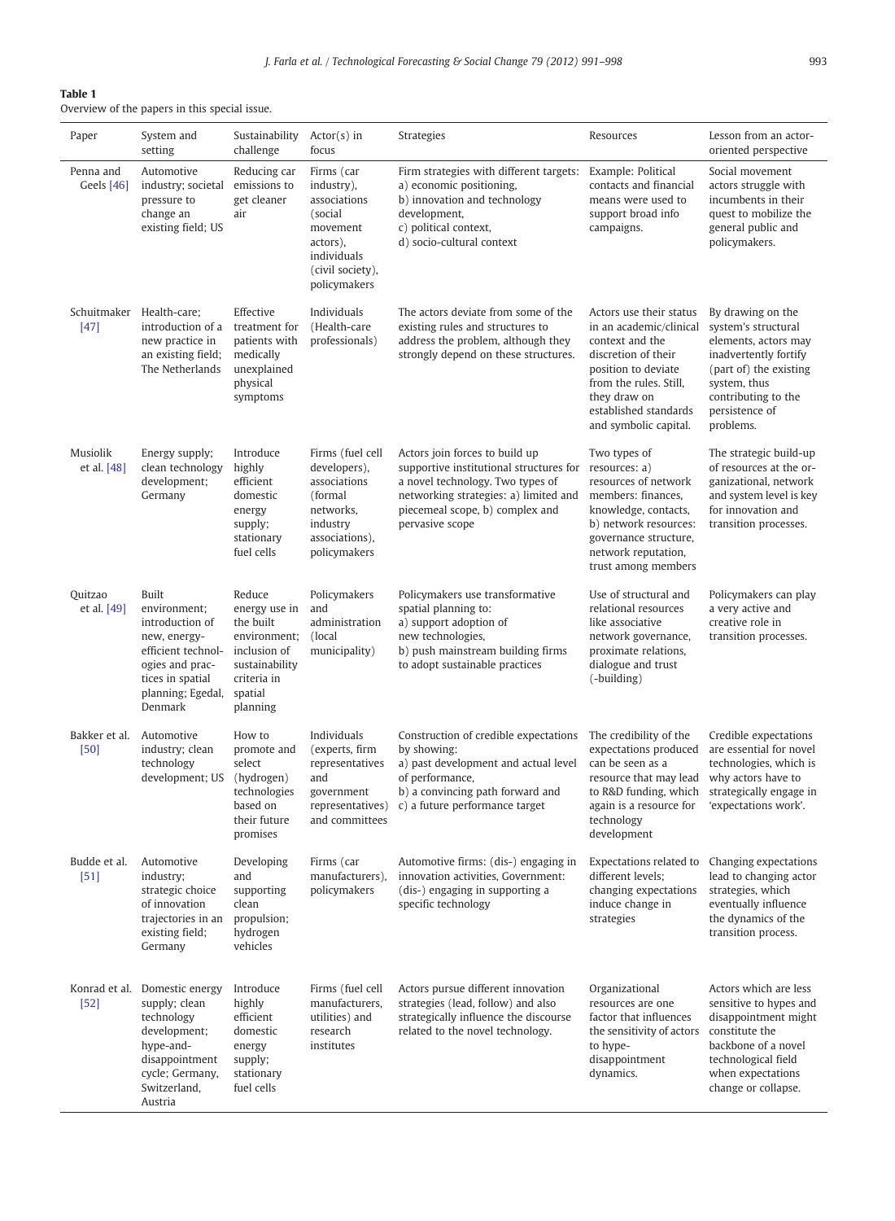**Table 1**
Overview of the papers in this special issue.

| Paper | System and setting | Sustainability challenge | Actor(s) in focus | Strategies | Resources | Lesson from an actor-oriented perspective |
|---|---|---|---|---|---|---|
| Penna and Geels [46] | Automotive industry; societal pressure to change an existing field; US | Reducing car emissions to get cleaner air | Firms (car industry), associations (social movement actors), individuals (civil society), policymakers | Firm strategies with different targets: a) economic positioning, b) innovation and technology development, c) political context, d) socio-cultural context | Example: Political contacts and financial means were used to support broad info campaigns. | Social movement actors struggle with incumbents in their quest to mobilize the general public and policymakers. |
| Schuitmaker [47] | Health-care; introduction of a new practice in an existing field; The Netherlands | Effective treatment for patients with medically unexplained physical symptoms | Individuals (Health-care professionals) | The actors deviate from some of the existing rules and structures to address the problem, although they strongly depend on these structures. | Actors use their status in an academic/clinical context and the discretion of their position to deviate from the rules. Still, they draw on established standards and symbolic capital. | By drawing on the system's structural elements, actors may inadvertently fortify (part of) the existing system, thus contributing to the persistence of problems. |
| Musiolik et al. [48] | Energy supply; clean technology development; Germany | Introduce highly efficient domestic energy supply; stationary fuel cells | Firms (fuel cell developers), associations (formal networks, industry associations), policymakers | Actors join forces to build up supportive institutional structures for a novel technology. Two types of networking strategies: a) limited and piecemeal scope, b) complex and pervasive scope | Two types of resources: a) resources of network members: finances, knowledge, contacts, b) network resources: governance structure, network reputation, trust among members | The strategic build-up of resources at the organizational, network and system level is key for innovation and transition processes. |
| Quitzao et al. [49] | Built environment; introduction of new, energy-efficient technologies and practices in spatial planning; Egedal, Denmark | Reduce energy use in the built environment; inclusion of sustainability criteria in spatial planning | Policymakers and administration (local municipality) | Policymakers use transformative spatial planning to: a) support adoption of new technologies, b) push mainstream building firms to adopt sustainable practices | Use of structural and relational resources like associative network governance, proximate relations, dialogue and trust (-building) | Policymakers can play a very active and creative role in transition processes. |
| Bakker et al. [50] | Automotive industry; clean technology development; US | How to promote and select (hydrogen) technologies based on their future promises | Individuals (experts, firm representatives and government representatives) and committees | Construction of credible expectations by showing: a) past development and actual level of performance, b) a convincing path forward and c) a future performance target | The credibility of the expectations produced can be seen as a resource that may lead to R&D funding, which again is a resource for technology development | Credible expectations are essential for novel technologies, which is why actors have to strategically engage in 'expectations work'. |
| Budde et al. [51] | Automotive industry; strategic choice of innovation trajectories in an existing field; Germany | Developing and supporting clean propulsion; hydrogen vehicles | Firms (car manufacturers), policymakers | Automotive firms: (dis-) engaging in innovation activities, Government: (dis-) engaging in supporting a specific technology | Expectations related to different levels; changing expectations induce change in strategies | Changing expectations lead to changing actor strategies, which eventually influence the dynamics of the transition process. |
| Konrad et al. [52] | Domestic energy supply; clean technology development; hype-and-disappointment cycle; Germany, Switzerland, Austria | Introduce highly efficient domestic energy supply; stationary fuel cells | Firms (fuel cell manufacturers, utilities) and research institutes | Actors pursue different innovation strategies (lead, follow) and also strategically influence the discourse related to the novel technology. | Organizational resources are one factor that influences the sensitivity of actors to hype-disappointment dynamics. | Actors which are less sensitive to hypes and disappointment might constitute the backbone of a novel technological field when expectations change or collapse. |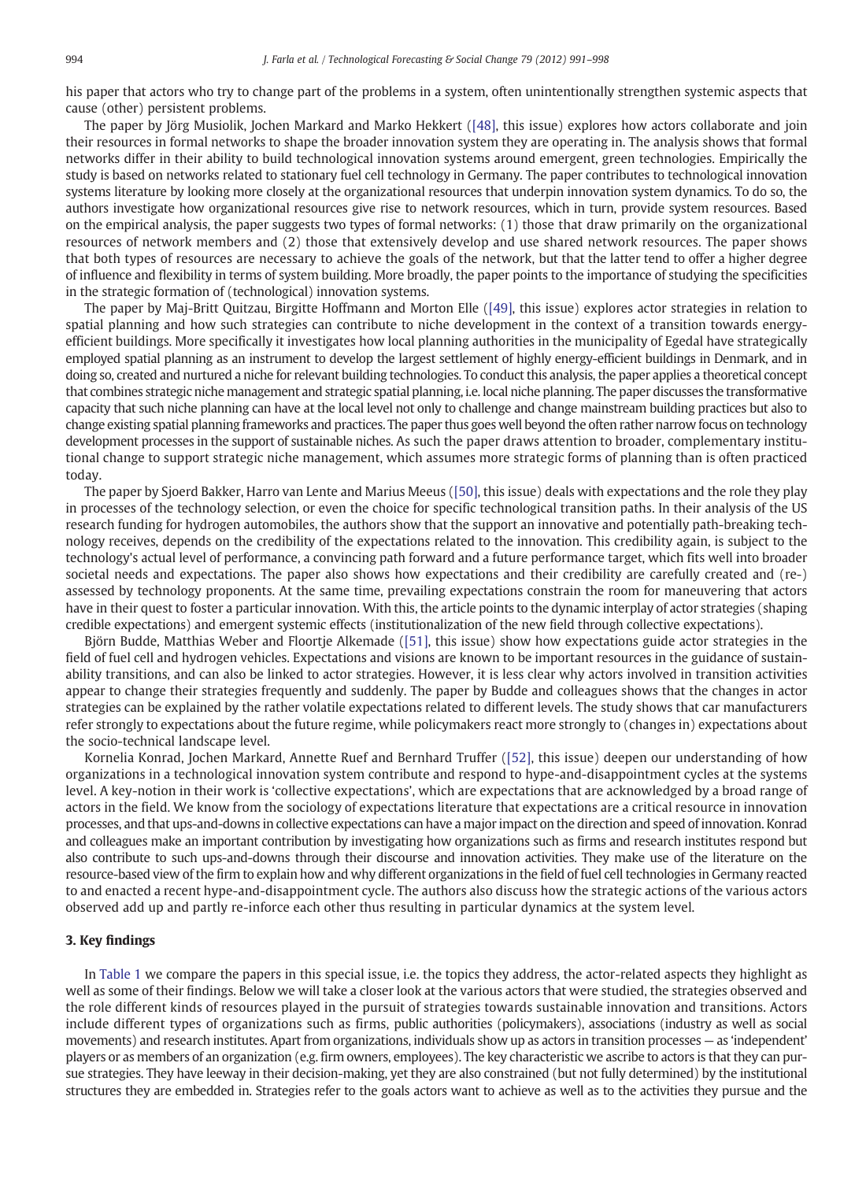his paper that actors who try to change part of the problems in a system, often unintentionally strengthen systemic aspects that cause (other) persistent problems.

The paper by Jörg Musiolik, Jochen Markard and Marko Hekkert ([48], this issue) explores how actors collaborate and join their resources in formal networks to shape the broader innovation system they are operating in. The analysis shows that formal networks differ in their ability to build technological innovation systems around emergent, green technologies. Empirically the study is based on networks related to stationary fuel cell technology in Germany. The paper contributes to technological innovation systems literature by looking more closely at the organizational resources that underpin innovation system dynamics. To do so, the authors investigate how organizational resources give rise to network resources, which in turn, provide system resources. Based on the empirical analysis, the paper suggests two types of formal networks: (1) those that draw primarily on the organizational resources of network members and (2) those that extensively develop and use shared network resources. The paper shows that both types of resources are necessary to achieve the goals of the network, but that the latter tend to offer a higher degree of influence and flexibility in terms of system building. More broadly, the paper points to the importance of studying the specificities in the strategic formation of (technological) innovation systems.

The paper by Maj-Britt Quitzau, Birgitte Hoffmann and Morton Elle ([49], this issue) explores actor strategies in relation to spatial planning and how such strategies can contribute to niche development in the context of a transition towards energy-efficient buildings. More specifically it investigates how local planning authorities in the municipality of Egedal have strategically employed spatial planning as an instrument to develop the largest settlement of highly energy-efficient buildings in Denmark, and in doing so, created and nurtured a niche for relevant building technologies. To conduct this analysis, the paper applies a theoretical concept that combines strategic niche management and strategic spatial planning, i.e. local niche planning. The paper discusses the transformative capacity that such niche planning can have at the local level not only to challenge and change mainstream building practices but also to change existing spatial planning frameworks and practices. The paper thus goes well beyond the often rather narrow focus on technology development processes in the support of sustainable niches. As such the paper draws attention to broader, complementary institutional change to support strategic niche management, which assumes more strategic forms of planning than is often practiced today.

The paper by Sjoerd Bakker, Harro van Lente and Marius Meeus ([50], this issue) deals with expectations and the role they play in processes of the technology selection, or even the choice for specific technological transition paths. In their analysis of the US research funding for hydrogen automobiles, the authors show that the support an innovative and potentially path-breaking technology receives, depends on the credibility of the expectations related to the innovation. This credibility again, is subject to the technology's actual level of performance, a convincing path forward and a future performance target, which fits well into broader societal needs and expectations. The paper also shows how expectations and their credibility are carefully created and (re-) assessed by technology proponents. At the same time, prevailing expectations constrain the room for maneuvering that actors have in their quest to foster a particular innovation. With this, the article points to the dynamic interplay of actor strategies (shaping credible expectations) and emergent systemic effects (institutionalization of the new field through collective expectations).

Björn Budde, Matthias Weber and Floortje Alkemade ([51], this issue) show how expectations guide actor strategies in the field of fuel cell and hydrogen vehicles. Expectations and visions are known to be important resources in the guidance of sustainability transitions, and can also be linked to actor strategies. However, it is less clear why actors involved in transition activities appear to change their strategies frequently and suddenly. The paper by Budde and colleagues shows that the changes in actor strategies can be explained by the rather volatile expectations related to different levels. The study shows that car manufacturers refer strongly to expectations about the future regime, while policymakers react more strongly to (changes in) expectations about the socio-technical landscape level.

Kornelia Konrad, Jochen Markard, Annette Ruef and Bernhard Truffer ([52], this issue) deepen our understanding of how organizations in a technological innovation system contribute and respond to hype-and-disappointment cycles at the systems level. A key-notion in their work is 'collective expectations', which are expectations that are acknowledged by a broad range of actors in the field. We know from the sociology of expectations literature that expectations are a critical resource in innovation processes, and that ups-and-downs in collective expectations can have a major impact on the direction and speed of innovation. Konrad and colleagues make an important contribution by investigating how organizations such as firms and research institutes respond but also contribute to such ups-and-downs through their discourse and innovation activities. They make use of the literature on the resource-based view of the firm to explain how and why different organizations in the field of fuel cell technologies in Germany reacted to and enacted a recent hype-and-disappointment cycle. The authors also discuss how the strategic actions of the various actors observed add up and partly re-inforce each other thus resulting in particular dynamics at the system level.

## 3. Key findings

In Table 1 we compare the papers in this special issue, i.e. the topics they address, the actor-related aspects they highlight as well as some of their findings. Below we will take a closer look at the various actors that were studied, the strategies observed and the role different kinds of resources played in the pursuit of strategies towards sustainable innovation and transitions. Actors include different types of organizations such as firms, public authorities (policymakers), associations (industry as well as social movements) and research institutes. Apart from organizations, individuals show up as actors in transition processes — as 'independent' players or as members of an organization (e.g. firm owners, employees). The key characteristic we ascribe to actors is that they can pursue strategies. They have leeway in their decision-making, yet they are also constrained (but not fully determined) by the institutional structures they are embedded in. Strategies refer to the goals actors want to achieve as well as to the activities they pursue and the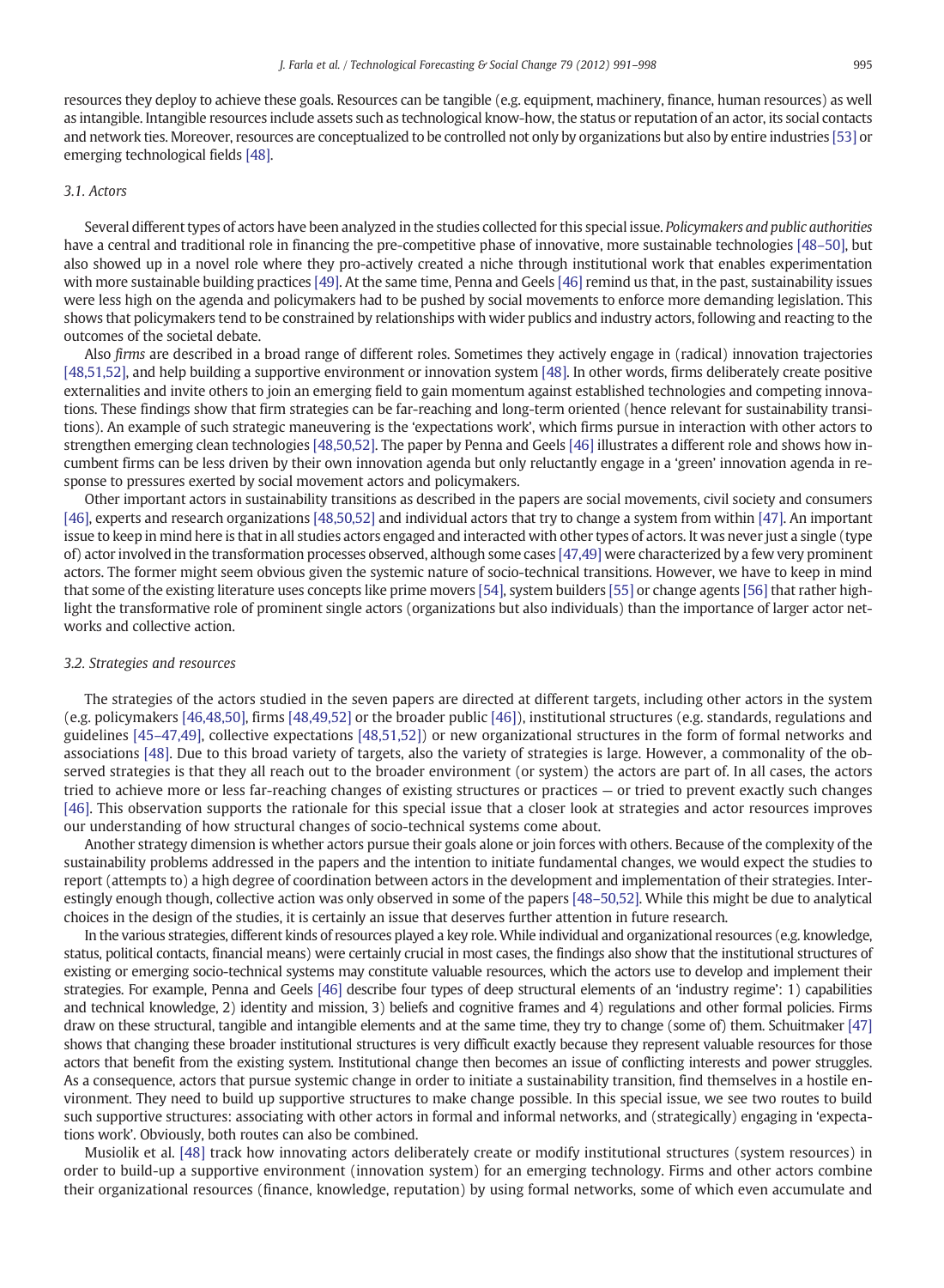resources they deploy to achieve these goals. Resources can be tangible (e.g. equipment, machinery, finance, human resources) as well as intangible. Intangible resources include assets such as technological know-how, the status or reputation of an actor, its social contacts and network ties. Moreover, resources are conceptualized to be controlled not only by organizations but also by entire industries [53] or emerging technological fields [48].

### 3.1. Actors

Several different types of actors have been analyzed in the studies collected for this special issue. *Policymakers and public authorities* have a central and traditional role in financing the pre-competitive phase of innovative, more sustainable technologies [48–50], but also showed up in a novel role where they pro-actively created a niche through institutional work that enables experimentation with more sustainable building practices [49]. At the same time, Penna and Geels [46] remind us that, in the past, sustainability issues were less high on the agenda and policymakers had to be pushed by social movements to enforce more demanding legislation. This shows that policymakers tend to be constrained by relationships with wider publics and industry actors, following and reacting to the outcomes of the societal debate.

Also *firms* are described in a broad range of different roles. Sometimes they actively engage in (radical) innovation trajectories [48,51,52], and help building a supportive environment or innovation system [48]. In other words, firms deliberately create positive externalities and invite others to join an emerging field to gain momentum against established technologies and competing innovations. These findings show that firm strategies can be far-reaching and long-term oriented (hence relevant for sustainability transitions). An example of such strategic maneuvering is the 'expectations work', which firms pursue in interaction with other actors to strengthen emerging clean technologies [48,50,52]. The paper by Penna and Geels [46] illustrates a different role and shows how incumbent firms can be less driven by their own innovation agenda but only reluctantly engage in a 'green' innovation agenda in response to pressures exerted by social movement actors and policymakers.

Other important actors in sustainability transitions as described in the papers are social movements, civil society and consumers [46], experts and research organizations [48,50,52] and individual actors that try to change a system from within [47]. An important issue to keep in mind here is that in all studies actors engaged and interacted with other types of actors. It was never just a single (type of) actor involved in the transformation processes observed, although some cases [47,49] were characterized by a few very prominent actors. The former might seem obvious given the systemic nature of socio-technical transitions. However, we have to keep in mind that some of the existing literature uses concepts like prime movers [54], system builders [55] or change agents [56] that rather highlight the transformative role of prominent single actors (organizations but also individuals) than the importance of larger actor networks and collective action.

### 3.2. Strategies and resources

The strategies of the actors studied in the seven papers are directed at different targets, including other actors in the system (e.g. policymakers [46,48,50], firms [48,49,52] or the broader public [46]), institutional structures (e.g. standards, regulations and guidelines [45–47,49], collective expectations [48,51,52]) or new organizational structures in the form of formal networks and associations [48]. Due to this broad variety of targets, also the variety of strategies is large. However, a commonality of the observed strategies is that they all reach out to the broader environment (or system) the actors are part of. In all cases, the actors tried to achieve more or less far-reaching changes of existing structures or practices — or tried to prevent exactly such changes [46]. This observation supports the rationale for this special issue that a closer look at strategies and actor resources improves our understanding of how structural changes of socio-technical systems come about.

Another strategy dimension is whether actors pursue their goals alone or join forces with others. Because of the complexity of the sustainability problems addressed in the papers and the intention to initiate fundamental changes, we would expect the studies to report (attempts to) a high degree of coordination between actors in the development and implementation of their strategies. Interestingly enough though, collective action was only observed in some of the papers [48–50,52]. While this might be due to analytical choices in the design of the studies, it is certainly an issue that deserves further attention in future research.

In the various strategies, different kinds of resources played a key role. While individual and organizational resources (e.g. knowledge, status, political contacts, financial means) were certainly crucial in most cases, the findings also show that the institutional structures of existing or emerging socio-technical systems may constitute valuable resources, which the actors use to develop and implement their strategies. For example, Penna and Geels [46] describe four types of deep structural elements of an 'industry regime': 1) capabilities and technical knowledge, 2) identity and mission, 3) beliefs and cognitive frames and 4) regulations and other formal policies. Firms draw on these structural, tangible and intangible elements and at the same time, they try to change (some of) them. Schuitmaker [47] shows that changing these broader institutional structures is very difficult exactly because they represent valuable resources for those actors that benefit from the existing system. Institutional change then becomes an issue of conflicting interests and power struggles. As a consequence, actors that pursue systemic change in order to initiate a sustainability transition, find themselves in a hostile environment. They need to build up supportive structures to make change possible. In this special issue, we see two routes to build such supportive structures: associating with other actors in formal and informal networks, and (strategically) engaging in 'expectations work'. Obviously, both routes can also be combined.

Musiolik et al. [48] track how innovating actors deliberately create or modify institutional structures (system resources) in order to build-up a supportive environment (innovation system) for an emerging technology. Firms and other actors combine their organizational resources (finance, knowledge, reputation) by using formal networks, some of which even accumulate and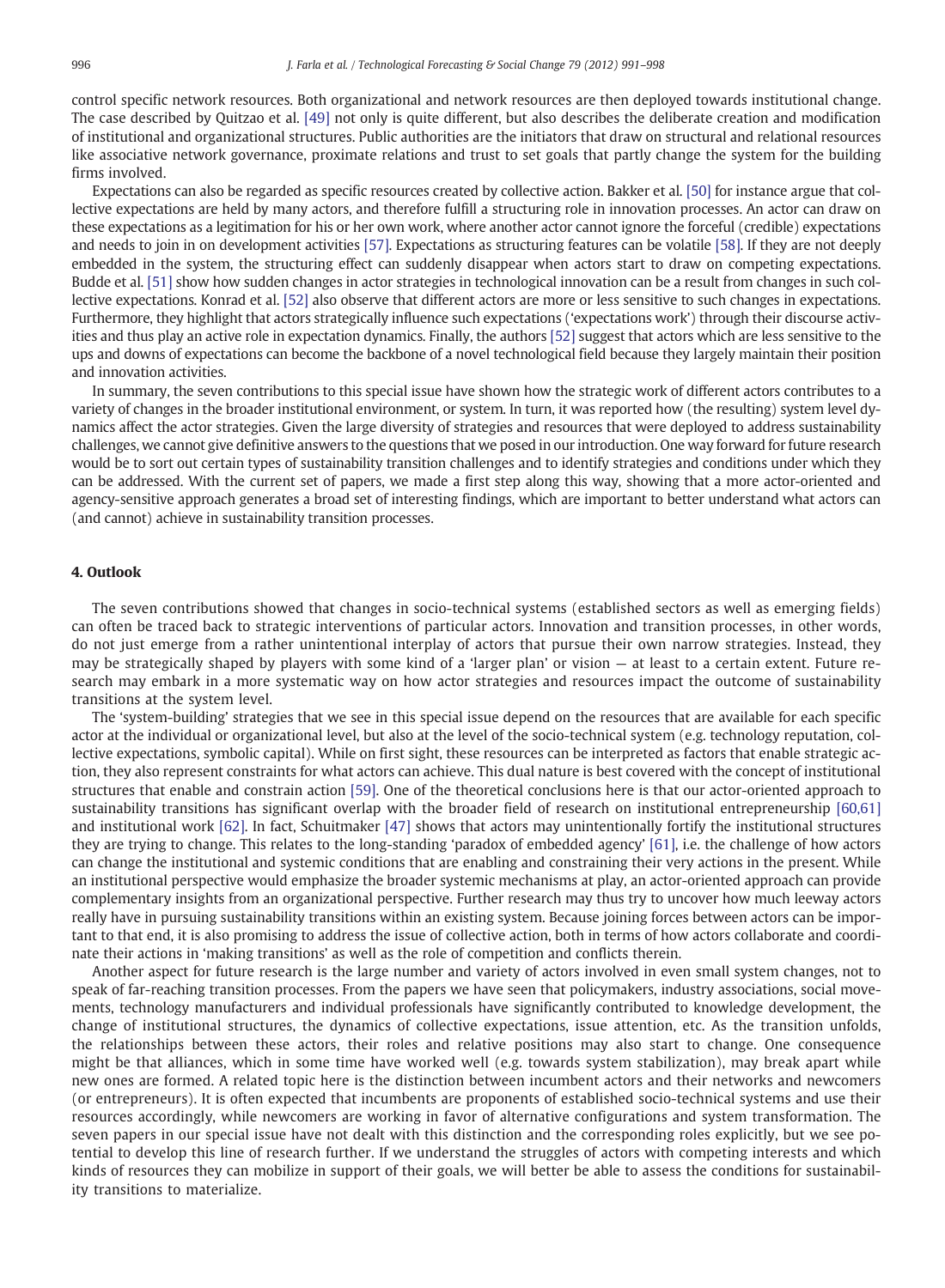control specific network resources. Both organizational and network resources are then deployed towards institutional change. The case described by Quitzao et al. [49] not only is quite different, but also describes the deliberate creation and modification of institutional and organizational structures. Public authorities are the initiators that draw on structural and relational resources like associative network governance, proximate relations and trust to set goals that partly change the system for the building firms involved.

Expectations can also be regarded as specific resources created by collective action. Bakker et al. [50] for instance argue that collective expectations are held by many actors, and therefore fulfill a structuring role in innovation processes. An actor can draw on these expectations as a legitimation for his or her own work, where another actor cannot ignore the forceful (credible) expectations and needs to join in on development activities [57]. Expectations as structuring features can be volatile [58]. If they are not deeply embedded in the system, the structuring effect can suddenly disappear when actors start to draw on competing expectations. Budde et al. [51] show how sudden changes in actor strategies in technological innovation can be a result from changes in such collective expectations. Konrad et al. [52] also observe that different actors are more or less sensitive to such changes in expectations. Furthermore, they highlight that actors strategically influence such expectations ('expectations work') through their discourse activities and thus play an active role in expectation dynamics. Finally, the authors [52] suggest that actors which are less sensitive to the ups and downs of expectations can become the backbone of a novel technological field because they largely maintain their position and innovation activities.

In summary, the seven contributions to this special issue have shown how the strategic work of different actors contributes to a variety of changes in the broader institutional environment, or system. In turn, it was reported how (the resulting) system level dynamics affect the actor strategies. Given the large diversity of strategies and resources that were deployed to address sustainability challenges, we cannot give definitive answers to the questions that we posed in our introduction. One way forward for future research would be to sort out certain types of sustainability transition challenges and to identify strategies and conditions under which they can be addressed. With the current set of papers, we made a first step along this way, showing that a more actor-oriented and agency-sensitive approach generates a broad set of interesting findings, which are important to better understand what actors can (and cannot) achieve in sustainability transition processes.

## 4. Outlook

The seven contributions showed that changes in socio-technical systems (established sectors as well as emerging fields) can often be traced back to strategic interventions of particular actors. Innovation and transition processes, in other words, do not just emerge from a rather unintentional interplay of actors that pursue their own narrow strategies. Instead, they may be strategically shaped by players with some kind of a 'larger plan' or vision — at least to a certain extent. Future research may embark in a more systematic way on how actor strategies and resources impact the outcome of sustainability transitions at the system level.

The 'system-building' strategies that we see in this special issue depend on the resources that are available for each specific actor at the individual or organizational level, but also at the level of the socio-technical system (e.g. technology reputation, collective expectations, symbolic capital). While on first sight, these resources can be interpreted as factors that enable strategic action, they also represent constraints for what actors can achieve. This dual nature is best covered with the concept of institutional structures that enable and constrain action [59]. One of the theoretical conclusions here is that our actor-oriented approach to sustainability transitions has significant overlap with the broader field of research on institutional entrepreneurship [60,61] and institutional work [62]. In fact, Schuitmaker [47] shows that actors may unintentionally fortify the institutional structures they are trying to change. This relates to the long-standing 'paradox of embedded agency' [61], i.e. the challenge of how actors can change the institutional and systemic conditions that are enabling and constraining their very actions in the present. While an institutional perspective would emphasize the broader systemic mechanisms at play, an actor-oriented approach can provide complementary insights from an organizational perspective. Further research may thus try to uncover how much leeway actors really have in pursuing sustainability transitions within an existing system. Because joining forces between actors can be important to that end, it is also promising to address the issue of collective action, both in terms of how actors collaborate and coordinate their actions in 'making transitions' as well as the role of competition and conflicts therein.

Another aspect for future research is the large number and variety of actors involved in even small system changes, not to speak of far-reaching transition processes. From the papers we have seen that policymakers, industry associations, social movements, technology manufacturers and individual professionals have significantly contributed to knowledge development, the change of institutional structures, the dynamics of collective expectations, issue attention, etc. As the transition unfolds, the relationships between these actors, their roles and relative positions may also start to change. One consequence might be that alliances, which in some time have worked well (e.g. towards system stabilization), may break apart while new ones are formed. A related topic here is the distinction between incumbent actors and their networks and newcomers (or entrepreneurs). It is often expected that incumbents are proponents of established socio-technical systems and use their resources accordingly, while newcomers are working in favor of alternative configurations and system transformation. The seven papers in our special issue have not dealt with this distinction and the corresponding roles explicitly, but we see potential to develop this line of research further. If we understand the struggles of actors with competing interests and which kinds of resources they can mobilize in support of their goals, we will better be able to assess the conditions for sustainability transitions to materialize.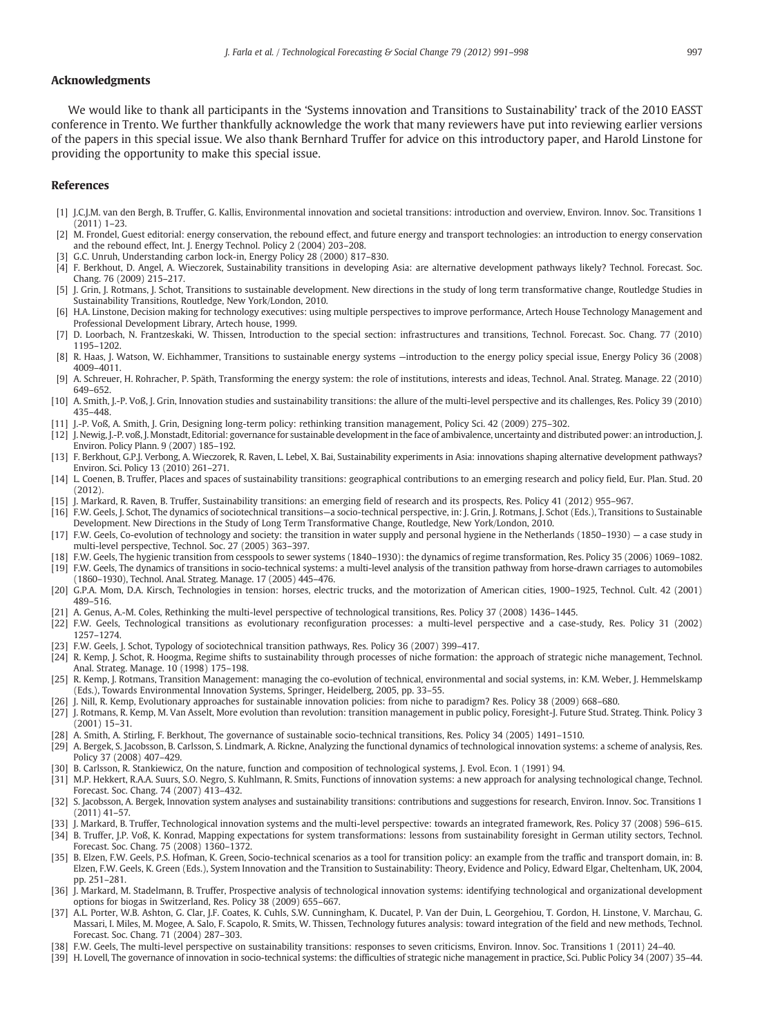## Acknowledgments

We would like to thank all participants in the 'Systems innovation and Transitions to Sustainability' track of the 2010 EASST conference in Trento. We further thankfully acknowledge the work that many reviewers have put into reviewing earlier versions of the papers in this special issue. We also thank Bernhard Truffer for advice on this introductory paper, and Harold Linstone for providing the opportunity to make this special issue.

## References

[1] J.C.J.M. van den Bergh, B. Truffer, G. Kallis, Environmental innovation and societal transitions: introduction and overview, Environ. Innov. Soc. Transitions 1 (2011) 1–23.

[2] M. Frondel, Guest editorial: energy conservation, the rebound effect, and future energy and transport technologies: an introduction to energy conservation and the rebound effect, Int. J. Energy Technol. Policy 2 (2004) 203–208.

[3] G.C. Unruh, Understanding carbon lock-in, Energy Policy 28 (2000) 817–830.

[4] F. Berkhout, D. Angel, A. Wieczorek, Sustainability transitions in developing Asia: are alternative development pathways likely? Technol. Forecast. Soc. Chang. 76 (2009) 215–217.

[5] J. Grin, J. Rotmans, J. Schot, Transitions to sustainable development. New directions in the study of long term transformative change, Routledge Studies in Sustainability Transitions, Routledge, New York/London, 2010.

[6] H.A. Linstone, Decision making for technology executives: using multiple perspectives to improve performance, Artech House Technology Management and Professional Development Library, Artech house, 1999.

[7] D. Loorbach, N. Frantzeskaki, W. Thissen, Introduction to the special section: infrastructures and transitions, Technol. Forecast. Soc. Chang. 77 (2010) 1195–1202.

[8] R. Haas, J. Watson, W. Eichhammer, Transitions to sustainable energy systems —introduction to the energy policy special issue, Energy Policy 36 (2008) 4009–4011.

[9] A. Schreuer, H. Rohracher, P. Späth, Transforming the energy system: the role of institutions, interests and ideas, Technol. Anal. Strateg. Manage. 22 (2010) 649–652.

[10] A. Smith, J.-P. Voß, J. Grin, Innovation studies and sustainability transitions: the allure of the multi-level perspective and its challenges, Res. Policy 39 (2010) 435–448.

[11] J.-P. Voß, A. Smith, J. Grin, Designing long-term policy: rethinking transition management, Policy Sci. 42 (2009) 275–302.

[12] J. Newig, J.-P. voß, J. Monstadt, Editorial: governance for sustainable development in the face of ambivalence, uncertainty and distributed power: an introduction, J. Environ. Policy Plann. 9 (2007) 185–192.

[13] F. Berkhout, G.P.J. Verbong, A. Wieczorek, R. Raven, L. Lebel, X. Bai, Sustainability experiments in Asia: innovations shaping alternative development pathways? Environ. Sci. Policy 13 (2010) 261–271.

[14] L. Coenen, B. Truffer, Places and spaces of sustainability transitions: geographical contributions to an emerging research and policy field, Eur. Plan. Stud. 20 (2012).

[15] J. Markard, R. Raven, B. Truffer, Sustainability transitions: an emerging field of research and its prospects, Res. Policy 41 (2012) 955–967.

[16] F.W. Geels, J. Schot, The dynamics of sociotechnical transitions—a socio-technical perspective, in: J. Grin, J. Rotmans, J. Schot (Eds.), Transitions to Sustainable Development. New Directions in the Study of Long Term Transformative Change, Routledge, New York/London, 2010.

[17] F.W. Geels, Co-evolution of technology and society: the transition in water supply and personal hygiene in the Netherlands (1850–1930) — a case study in multi-level perspective, Technol. Soc. 27 (2005) 363–397.

[18] F.W. Geels, The hygienic transition from cesspools to sewer systems (1840–1930): the dynamics of regime transformation, Res. Policy 35 (2006) 1069–1082.

[19] F.W. Geels, The dynamics of transitions in socio-technical systems: a multi-level analysis of the transition pathway from horse-drawn carriages to automobiles (1860–1930), Technol. Anal. Strateg. Manage. 17 (2005) 445–476.

[20] G.P.A. Mom, D.A. Kirsch, Technologies in tension: horses, electric trucks, and the motorization of American cities, 1900–1925, Technol. Cult. 42 (2001) 489–516.

[21] A. Genus, A.-M. Coles, Rethinking the multi-level perspective of technological transitions, Res. Policy 37 (2008) 1436–1445.

[22] F.W. Geels, Technological transitions as evolutionary reconfiguration processes: a multi-level perspective and a case-study, Res. Policy 31 (2002) 1257–1274.

[23] F.W. Geels, J. Schot, Typology of sociotechnical transition pathways, Res. Policy 36 (2007) 399–417.

[24] R. Kemp, J. Schot, R. Hoogma, Regime shifts to sustainability through processes of niche formation: the approach of strategic niche management, Technol. Anal. Strateg. Manage. 10 (1998) 175–198.

[25] R. Kemp, J. Rotmans, Transition Management: managing the co-evolution of technical, environmental and social systems, in: K.M. Weber, J. Hemmelskamp (Eds.), Towards Environmental Innovation Systems, Springer, Heidelberg, 2005, pp. 33–55.

[26] J. Nill, R. Kemp, Evolutionary approaches for sustainable innovation policies: from niche to paradigm? Res. Policy 38 (2009) 668–680.

[27] J. Rotmans, R. Kemp, M. Van Asselt, More evolution than revolution: transition management in public policy, Foresight-J. Future Stud. Strateg. Think. Policy 3 (2001) 15–31.

[28] A. Smith, A. Stirling, F. Berkhout, The governance of sustainable socio-technical transitions, Res. Policy 34 (2005) 1491–1510.

[29] A. Bergek, S. Jacobsson, B. Carlsson, S. Lindmark, A. Rickne, Analyzing the functional dynamics of technological innovation systems: a scheme of analysis, Res. Policy 37 (2008) 407–429.

[30] B. Carlsson, R. Stankiewicz, On the nature, function and composition of technological systems, J. Evol. Econ. 1 (1991) 94.

[31] M.P. Hekkert, R.A.A. Suurs, S.O. Negro, S. Kuhlmann, R. Smits, Functions of innovation systems: a new approach for analysing technological change, Technol. Forecast. Soc. Chang. 74 (2007) 413–432.

[32] S. Jacobsson, A. Bergek, Innovation system analyses and sustainability transitions: contributions and suggestions for research, Environ. Innov. Soc. Transitions 1 (2011) 41–57.

[33] J. Markard, B. Truffer, Technological innovation systems and the multi-level perspective: towards an integrated framework, Res. Policy 37 (2008) 596–615.

[34] B. Truffer, J.P. Voß, K. Konrad, Mapping expectations for system transformations: lessons from sustainability foresight in German utility sectors, Technol. Forecast. Soc. Chang. 75 (2008) 1360–1372.

[35] B. Elzen, F.W. Geels, P.S. Hofman, K. Green, Socio-technical scenarios as a tool for transition policy: an example from the traffic and transport domain, in: B. Elzen, F.W. Geels, K. Green (Eds.), System Innovation and the Transition to Sustainability: Theory, Evidence and Policy, Edward Elgar, Cheltenham, UK, 2004, pp. 251–281.

[36] J. Markard, M. Stadelmann, B. Truffer, Prospective analysis of technological innovation systems: identifying technological and organizational development options for biogas in Switzerland, Res. Policy 38 (2009) 655–667.

[37] A.L. Porter, W.B. Ashton, G. Clar, J.F. Coates, K. Cuhls, S.W. Cunningham, K. Ducatel, P. Van der Duin, L. Georgehiou, T. Gordon, H. Linstone, V. Marchau, G. Massari, I. Miles, M. Mogee, A. Salo, F. Scapolo, R. Smits, W. Thissen, Technology futures analysis: toward integration of the field and new methods, Technol. Forecast. Soc. Chang. 71 (2004) 287–303.

[38] F.W. Geels, The multi-level perspective on sustainability transitions: responses to seven criticisms, Environ. Innov. Soc. Transitions 1 (2011) 24–40.

[39] H. Lovell, The governance of innovation in socio-technical systems: the difficulties of strategic niche management in practice, Sci. Public Policy 34 (2007) 35–44.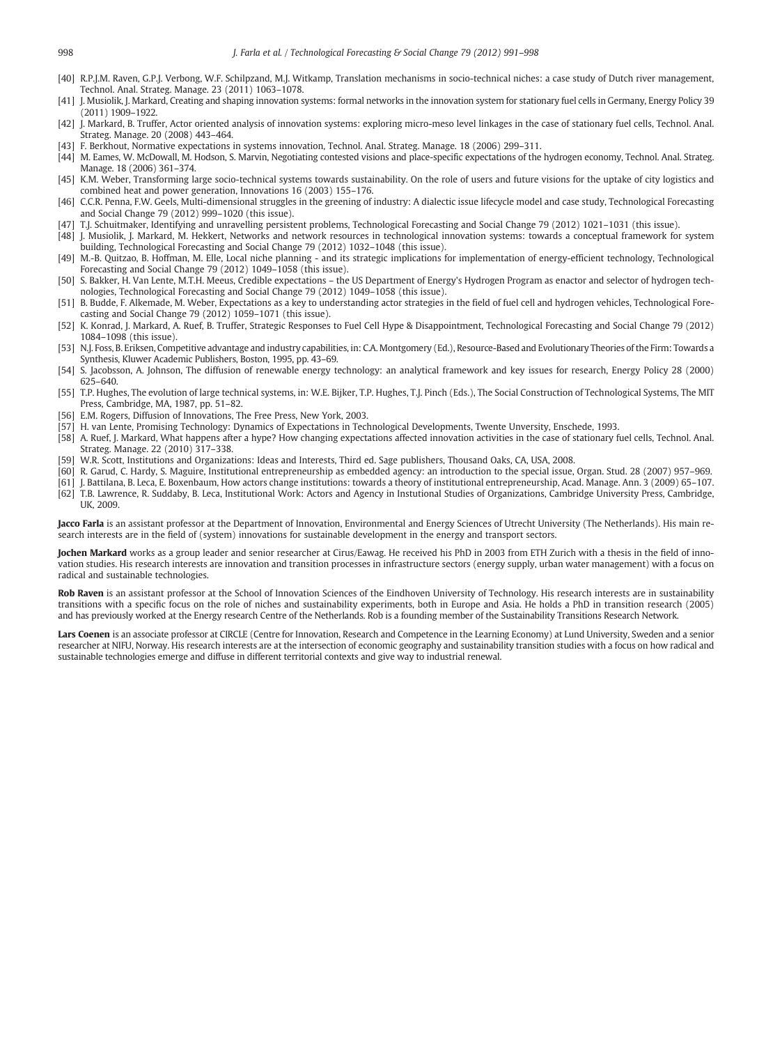[40] R.P.J.M. Raven, G.P.J. Verbong, W.F. Schilpzand, M.J. Witkamp, Translation mechanisms in socio-technical niches: a case study of Dutch river management, Technol. Anal. Strateg. Manage. 23 (2011) 1063–1078.

[41] J. Musiolik, J. Markard, Creating and shaping innovation systems: formal networks in the innovation system for stationary fuel cells in Germany, Energy Policy 39 (2011) 1909–1922.

[42] J. Markard, B. Truffer, Actor oriented analysis of innovation systems: exploring micro-meso level linkages in the case of stationary fuel cells, Technol. Anal. Strateg. Manage. 20 (2008) 443–464.

[43] F. Berkhout, Normative expectations in systems innovation, Technol. Anal. Strateg. Manage. 18 (2006) 299–311.

[44] M. Eames, W. McDowall, M. Hodson, S. Marvin, Negotiating contested visions and place-specific expectations of the hydrogen economy, Technol. Anal. Strateg. Manage. 18 (2006) 361–374.

[45] K.M. Weber, Transforming large socio-technical systems towards sustainability. On the role of users and future visions for the uptake of city logistics and combined heat and power generation, Innovations 16 (2003) 155–176.

[46] C.C.R. Penna, F.W. Geels, Multi-dimensional struggles in the greening of industry: A dialectic issue lifecycle model and case study, Technological Forecasting and Social Change 79 (2012) 999–1020 (this issue).

[47] T.J. Schuitmaker, Identifying and unravelling persistent problems, Technological Forecasting and Social Change 79 (2012) 1021–1031 (this issue).

[48] J. Musiolik, J. Markard, M. Hekkert, Networks and network resources in technological innovation systems: towards a conceptual framework for system building, Technological Forecasting and Social Change 79 (2012) 1032–1048 (this issue).

[49] M.-B. Quitzao, B. Hoffman, M. Elle, Local niche planning - and its strategic implications for implementation of energy-efficient technology, Technological Forecasting and Social Change 79 (2012) 1049–1058 (this issue).

[50] S. Bakker, H. Van Lente, M.T.H. Meeus, Credible expectations – the US Department of Energy's Hydrogen Program as enactor and selector of hydrogen technologies, Technological Forecasting and Social Change 79 (2012) 1049–1058 (this issue).

[51] B. Budde, F. Alkemade, M. Weber, Expectations as a key to understanding actor strategies in the field of fuel cell and hydrogen vehicles, Technological Forecasting and Social Change 79 (2012) 1059–1071 (this issue).

[52] K. Konrad, J. Markard, A. Ruef, B. Truffer, Strategic Responses to Fuel Cell Hype & Disappointment, Technological Forecasting and Social Change 79 (2012) 1084–1098 (this issue).

[53] N.J. Foss, B. Eriksen, Competitive advantage and industry capabilities, in: C.A. Montgomery (Ed.), Resource-Based and Evolutionary Theories of the Firm: Towards a Synthesis, Kluwer Academic Publishers, Boston, 1995, pp. 43–69.

[54] S. Jacobsson, A. Johnson, The diffusion of renewable energy technology: an analytical framework and key issues for research, Energy Policy 28 (2000) 625–640.

[55] T.P. Hughes, The evolution of large technical systems, in: W.E. Bijker, T.P. Hughes, T.J. Pinch (Eds.), The Social Construction of Technological Systems, The MIT Press, Cambridge, MA, 1987, pp. 51–82.

[56] E.M. Rogers, Diffusion of Innovations, The Free Press, New York, 2003.

[57] H. van Lente, Promising Technology: Dynamics of Expectations in Technological Developments, Twente Unversity, Enschede, 1993.

[58] A. Ruef, J. Markard, What happens after a hype? How changing expectations affected innovation activities in the case of stationary fuel cells, Technol. Anal. Strateg. Manage. 22 (2010) 317–338.

[59] W.R. Scott, Institutions and Organizations: Ideas and Interests, Third ed. Sage publishers, Thousand Oaks, CA, USA, 2008.

[60] R. Garud, C. Hardy, S. Maguire, Institutional entrepreneurship as embedded agency: an introduction to the special issue, Organ. Stud. 28 (2007) 957–969.

[61] J. Battilana, B. Leca, E. Boxenbaum, How actors change institutions: towards a theory of institutional entrepreneurship, Acad. Manage. Ann. 3 (2009) 65–107.

[62] T.B. Lawrence, R. Suddaby, B. Leca, Institutional Work: Actors and Agency in Instutional Studies of Organizations, Cambridge University Press, Cambridge, UK, 2009.

**Jacco Farla** is an assistant professor at the Department of Innovation, Environmental and Energy Sciences of Utrecht University (The Netherlands). His main research interests are in the field of (system) innovations for sustainable development in the energy and transport sectors.

**Jochen Markard** works as a group leader and senior researcher at Cirus/Eawag. He received his PhD in 2003 from ETH Zurich with a thesis in the field of innovation studies. His research interests are innovation and transition processes in infrastructure sectors (energy supply, urban water management) with a focus on radical and sustainable technologies.

**Rob Raven** is an assistant professor at the School of Innovation Sciences of the Eindhoven University of Technology. His research interests are in sustainability transitions with a specific focus on the role of niches and sustainability experiments, both in Europe and Asia. He holds a PhD in transition research (2005) and has previously worked at the Energy research Centre of the Netherlands. Rob is a founding member of the Sustainability Transitions Research Network.

**Lars Coenen** is an associate professor at CIRCLE (Centre for Innovation, Research and Competence in the Learning Economy) at Lund University, Sweden and a senior researcher at NIFU, Norway. His research interests are at the intersection of economic geography and sustainability transition studies with a focus on how radical and sustainable technologies emerge and diffuse in different territorial contexts and give way to industrial renewal.